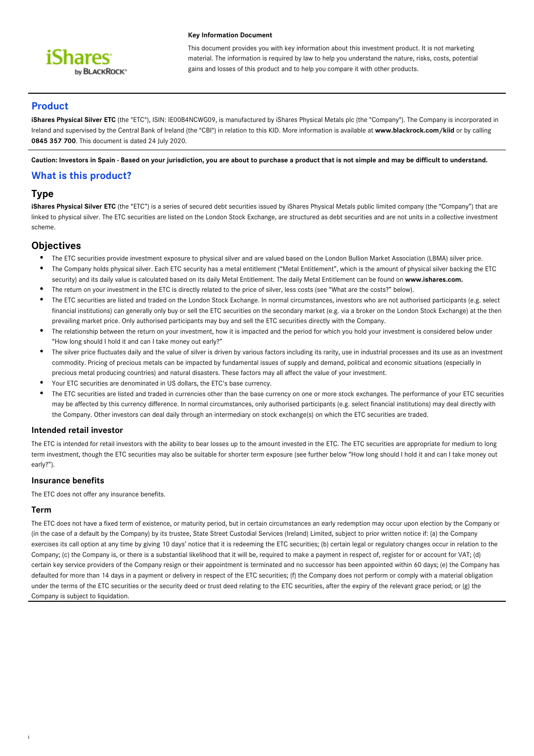**Key Information Document**

This document provides you with key information about this investment product. It is not marketing material. The information is required by law to help you understand the nature, risks, costs, potential gains and losses of this product and to help you compare it with other products.

## Product

**iShares Physical Silver ETC** (the "ETC"), ISIN: IE00B4NCWG09, is manufactured by iShares Physical Metals plc (the "Company"). The Company is incorporated in Ireland and supervised by the Central Bank of Ireland (the "CBI") in relation to this KID. More information is available at **www.blackrock.com/kiid** or by calling **0845 357 700**. This document is dated 24 July 2020.

**Caution: Investors in Spain - Based on your jurisdiction, you are about to purchase a product that is not simple and may be difficult to understand.**

## What is this product?

### Type

**iShares Physical Silver ETC** (the "ETC") is a series of secured debt securities issued by iShares Physical Metals public limited company (the "Company") that are linked to physical silver. The ETC securities are listed on the London Stock Exchange, are structured as debt securities and are not units in a collective investment scheme.

### Objectives

- The ETC securities provide investment exposure to physical silver and are valued based on the London Bullion Market Association (LBMA) silver price.
- The Company holds physical silver. Each ETC security has a metal entitlement ("Metal Entitlement", which is the amount of physical silver backing the ETC security) and its daily value is calculated based on its daily Metal Entitlement. The daily Metal Entitlement can be found on **www.ishares.com.**
- The return on your investment in the ETC is directly related to the price of silver, less costs (see "What are the costs?" below).
- The ETC securities are listed and traded on the London Stock Exchange. In normal circumstances, investors who are not authorised participants (e.g. select financial institutions) can generally only buy or sell the ETC securities on the secondary market (e.g. via a broker on the London Stock Exchange) at the then prevailing market price. Only authorised participants may buy and sell the ETC securities directly with the Company.
- The relationship between the return on your investment, how it is impacted and the period for which you hold your investment is considered below under "How long should I hold it and can I take money out early?"
- The silver price fluctuates daily and the value of silver is driven by various factors including its rarity, use in industrial processes and its use as an investment commodity. Pricing of precious metals can be impacted by fundamental issues of supply and demand, political and economic situations (especially in precious metal producing countries) and natural disasters. These factors may all affect the value of your investment.
- Your ETC securities are denominated in US dollars, the ETC's base currency.
- The ETC securities are listed and traded in currencies other than the base currency on one or more stock exchanges. The performance of your ETC securities may be affected by this currency difference. In normal circumstances, only authorised participants (e.g. select financial institutions) may deal directly with the Company. Other investors can deal daily through an intermediary on stock exchange(s) on which the ETC securities are traded.

#### Intended retail investor

The ETC is intended for retail investors with the ability to bear losses up to the amount invested in the ETC. The ETC securities are appropriate for medium to long term investment, though the ETC securities may also be suitable for shorter term exposure (see further below "How long should I hold it and can I take money out early?").

#### Insurance benefits

The ETC does not offer any insurance benefits.

#### Term

The ETC does not have a fixed term of existence, or maturity period, but in certain circumstances an early redemption may occur upon election by the Company or (in the case of a default by the Company) by its trustee, State Street Custodial Services (Ireland) Limited, subject to prior written notice if: (a) the Company exercises its call option at any time by giving 10 days' notice that it is redeeming the ETC securities; (b) certain legal or regulatory changes occur in relation to the Company; (c) the Company is, or there is a substantial likelihood that it will be, required to make a payment in respect of, register for or account for VAT; (d) certain key service providers of the Company resign or their appointment is terminated and no successor has been appointed within 60 days; (e) the Company has defaulted for more than 14 days in a payment or delivery in respect of the ETC securities; (f) the Company does not perform or comply with a material obligation under the terms of the ETC securities or the security deed or trust deed relating to the ETC securities, after the expiry of the relevant grace period; or (g) the Company is subject to liquidation.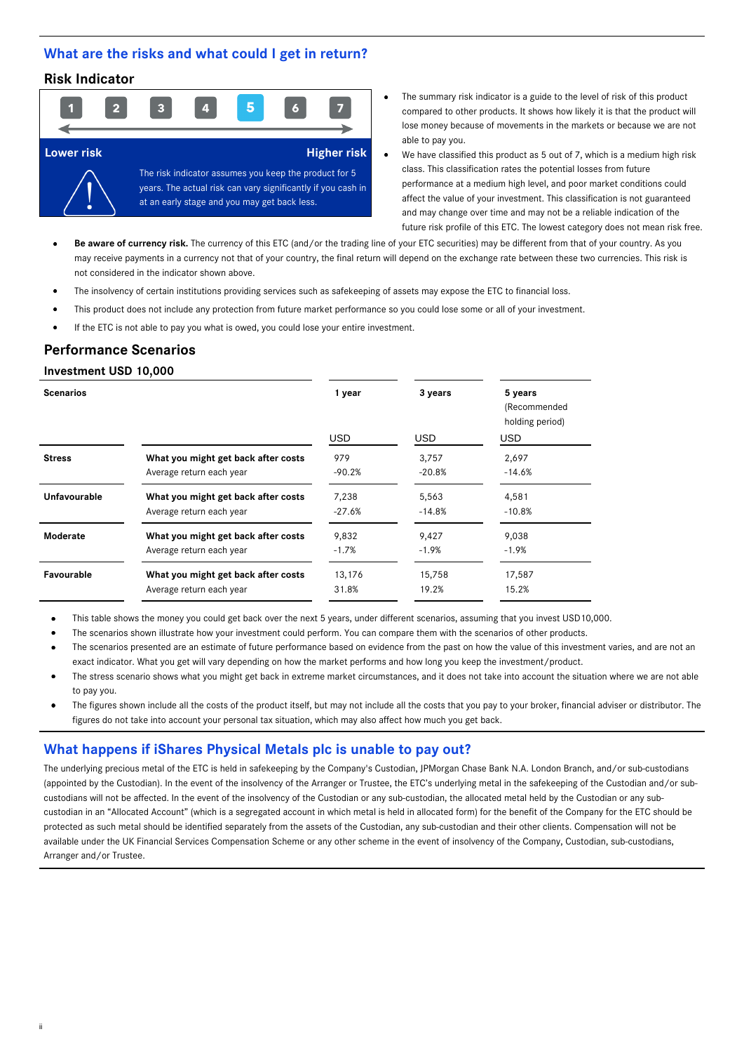## What are the risks and what could I get in return?

### Risk Indicator

1 2 3 4 **5** 6 7

Lower risk — Higher risk

The risk indicator assumes you keep the product for 5 years. The actual risk can vary significantly if you cash in at an early stage and you may get back less.

- The summary risk indicator is a guide to the level of risk of this product compared to other products. It shows how likely it is that the product will lose money because of movements in the markets or because we are not able to pay you.
- We have classified this product as 5 out of 7, which is a medium high risk class. This classification rates the potential losses from future performance at a medium high level, and poor market conditions could affect the value of your investment. This classification is not guaranteed and may change over time and may not be a reliable indication of the future risk profile of this ETC. The lowest category does not mean risk free.

- **Be aware of currency risk.** The currency of this ETC (and/or the trading line of your ETC securities) may be different from that of your country. As you may receive payments in a currency not that of your country, the final return will depend on the exchange rate between these two currencies. This risk is not considered in the indicator shown above.
- The insolvency of certain institutions providing services such as safekeeping of assets may expose the ETC to financial loss.
- This product does not include any protection from future market performance so you could lose some or all of your investment.
- If the ETC is not able to pay you what is owed, you could lose your entire investment.

### Performance Scenarios

#### Investment USD 10,000

| Scenarios | | 1 year | 3 years | 5 years (Recommended holding period) |
|---|---|---|---|---|
| | | USD | USD | USD |
| **Stress** | **What you might get back after costs** | 979 | 3,757 | 2,697 |
| | Average return each year | -90.2% | -20.8% | -14.6% |
| **Unfavourable** | **What you might get back after costs** | 7,238 | 5,563 | 4,581 |
| | Average return each year | -27.6% | -14.8% | -10.8% |
| **Moderate** | **What you might get back after costs** | 9,832 | 9,427 | 9,038 |
| | Average return each year | -1.7% | -1.9% | -1.9% |
| **Favourable** | **What you might get back after costs** | 13,176 | 15,758 | 17,587 |
| | Average return each year | 31.8% | 19.2% | 15.2% |

- This table shows the money you could get back over the next 5 years, under different scenarios, assuming that you invest USD10,000.
- The scenarios shown illustrate how your investment could perform. You can compare them with the scenarios of other products.
- The scenarios presented are an estimate of future performance based on evidence from the past on how the value of this investment varies, and are not an exact indicator. What you get will vary depending on how the market performs and how long you keep the investment/product.
- The stress scenario shows what you might get back in extreme market circumstances, and it does not take into account the situation where we are not able to pay you.
- The figures shown include all the costs of the product itself, but may not include all the costs that you pay to your broker, financial adviser or distributor. The figures do not take into account your personal tax situation, which may also affect how much you get back.

## What happens if iShares Physical Metals plc is unable to pay out?

The underlying precious metal of the ETC is held in safekeeping by the Company's Custodian, JPMorgan Chase Bank N.A. London Branch, and/or sub-custodians (appointed by the Custodian). In the event of the insolvency of the Arranger or Trustee, the ETC's underlying metal in the safekeeping of the Custodian and/or sub-custodians will not be affected. In the event of the insolvency of the Custodian or any sub-custodian, the allocated metal held by the Custodian or any sub-custodian in an "Allocated Account" (which is a segregated account in which metal is held in allocated form) for the benefit of the Company for the ETC should be protected as such metal should be identified separately from the assets of the Custodian, any sub-custodian and their other clients. Compensation will not be available under the UK Financial Services Compensation Scheme or any other scheme in the event of insolvency of the Company, Custodian, sub-custodians, Arranger and/or Trustee.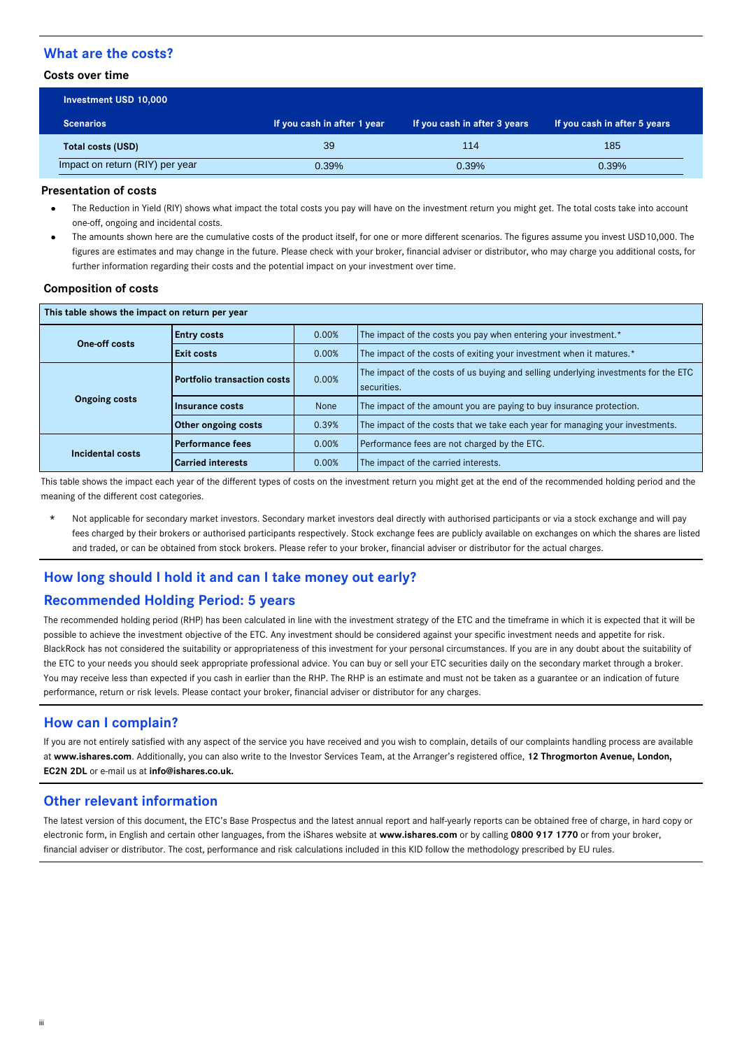## What are the costs?

### Costs over time

| Investment USD 10,000 | | | |
|---|---|---|---|
| **Scenarios** | **If you cash in after 1 year** | **If you cash in after 3 years** | **If you cash in after 5 years** |
| **Total costs (USD)** | 39 | 114 | 185 |
| Impact on return (RIY) per year | 0.39% | 0.39% | 0.39% |

### Presentation of costs

- The Reduction in Yield (RIY) shows what impact the total costs you pay will have on the investment return you might get. The total costs take into account one-off, ongoing and incidental costs.
- The amounts shown here are the cumulative costs of the product itself, for one or more different scenarios. The figures assume you invest USD10,000. The figures are estimates and may change in the future. Please check with your broker, financial adviser or distributor, who may charge you additional costs, for further information regarding their costs and the potential impact on your investment over time.

### Composition of costs

| This table shows the impact on return per year | | | |
|---|---|---|---|
| **One-off costs** | **Entry costs** | 0.00% | The impact of the costs you pay when entering your investment.* |
| | **Exit costs** | 0.00% | The impact of the costs of exiting your investment when it matures.* |
| **Ongoing costs** | **Portfolio transaction costs** | 0.00% | The impact of the costs of us buying and selling underlying investments for the ETC securities. |
| | **Insurance costs** | None | The impact of the amount you are paying to buy insurance protection. |
| | **Other ongoing costs** | 0.39% | The impact of the costs that we take each year for managing your investments. |
| **Incidental costs** | **Performance fees** | 0.00% | Performance fees are not charged by the ETC. |
| | **Carried interests** | 0.00% | The impact of the carried interests. |

This table shows the impact each year of the different types of costs on the investment return you might get at the end of the recommended holding period and the meaning of the different cost categories.

\* Not applicable for secondary market investors. Secondary market investors deal directly with authorised participants or via a stock exchange and will pay fees charged by their brokers or authorised participants respectively. Stock exchange fees are publicly available on exchanges on which the shares are listed and traded, or can be obtained from stock brokers. Please refer to your broker, financial adviser or distributor for the actual charges.

## How long should I hold it and can I take money out early?

## Recommended Holding Period: 5 years

The recommended holding period (RHP) has been calculated in line with the investment strategy of the ETC and the timeframe in which it is expected that it will be possible to achieve the investment objective of the ETC. Any investment should be considered against your specific investment needs and appetite for risk. BlackRock has not considered the suitability or appropriateness of this investment for your personal circumstances. If you are in any doubt about the suitability of the ETC to your needs you should seek appropriate professional advice. You can buy or sell your ETC securities daily on the secondary market through a broker. You may receive less than expected if you cash in earlier than the RHP. The RHP is an estimate and must not be taken as a guarantee or an indication of future performance, return or risk levels. Please contact your broker, financial adviser or distributor for any charges.

## How can I complain?

If you are not entirely satisfied with any aspect of the service you have received and you wish to complain, details of our complaints handling process are available at **www.ishares.com**. Additionally, you can also write to the Investor Services Team, at the Arranger's registered office, **12 Throgmorton Avenue, London, EC2N 2DL** or e-mail us at **info@ishares.co.uk.**

## Other relevant information

The latest version of this document, the ETC's Base Prospectus and the latest annual report and half-yearly reports can be obtained free of charge, in hard copy or electronic form, in English and certain other languages, from the iShares website at **www.ishares.com** or by calling **0800 917 1770** or from your broker, financial adviser or distributor. The cost, performance and risk calculations included in this KID follow the methodology prescribed by EU rules.